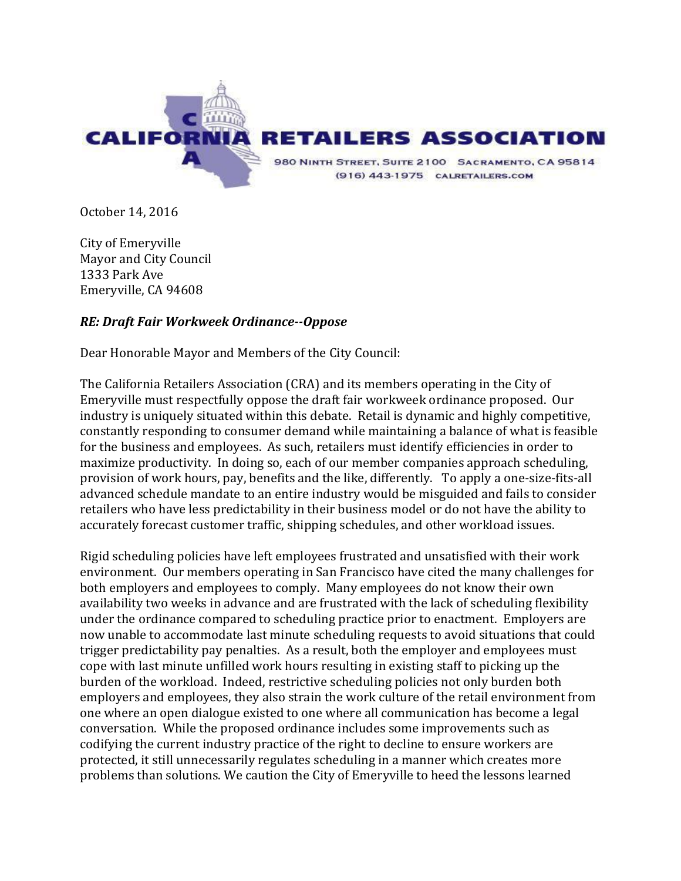# CALIFORNIA RETAILERS ASSOCIATION

980 NINTH STREET, SUITE 2100 SACRAMENTO, CA 95814
(916) 443-1975 CALRETAILERS.COM

October 14, 2016

City of Emeryville
Mayor and City Council
1333 Park Ave
Emeryville, CA 94608

***RE: Draft Fair Workweek Ordinance--Oppose***

Dear Honorable Mayor and Members of the City Council:

The California Retailers Association (CRA) and its members operating in the City of Emeryville must respectfully oppose the draft fair workweek ordinance proposed. Our industry is uniquely situated within this debate. Retail is dynamic and highly competitive, constantly responding to consumer demand while maintaining a balance of what is feasible for the business and employees. As such, retailers must identify efficiencies in order to maximize productivity. In doing so, each of our member companies approach scheduling, provision of work hours, pay, benefits and the like, differently. To apply a one-size-fits-all advanced schedule mandate to an entire industry would be misguided and fails to consider retailers who have less predictability in their business model or do not have the ability to accurately forecast customer traffic, shipping schedules, and other workload issues.

Rigid scheduling policies have left employees frustrated and unsatisfied with their work environment. Our members operating in San Francisco have cited the many challenges for both employers and employees to comply. Many employees do not know their own availability two weeks in advance and are frustrated with the lack of scheduling flexibility under the ordinance compared to scheduling practice prior to enactment. Employers are now unable to accommodate last minute scheduling requests to avoid situations that could trigger predictability pay penalties. As a result, both the employer and employees must cope with last minute unfilled work hours resulting in existing staff to picking up the burden of the workload. Indeed, restrictive scheduling policies not only burden both employers and employees, they also strain the work culture of the retail environment from one where an open dialogue existed to one where all communication has become a legal conversation. While the proposed ordinance includes some improvements such as codifying the current industry practice of the right to decline to ensure workers are protected, it still unnecessarily regulates scheduling in a manner which creates more problems than solutions. We caution the City of Emeryville to heed the lessons learned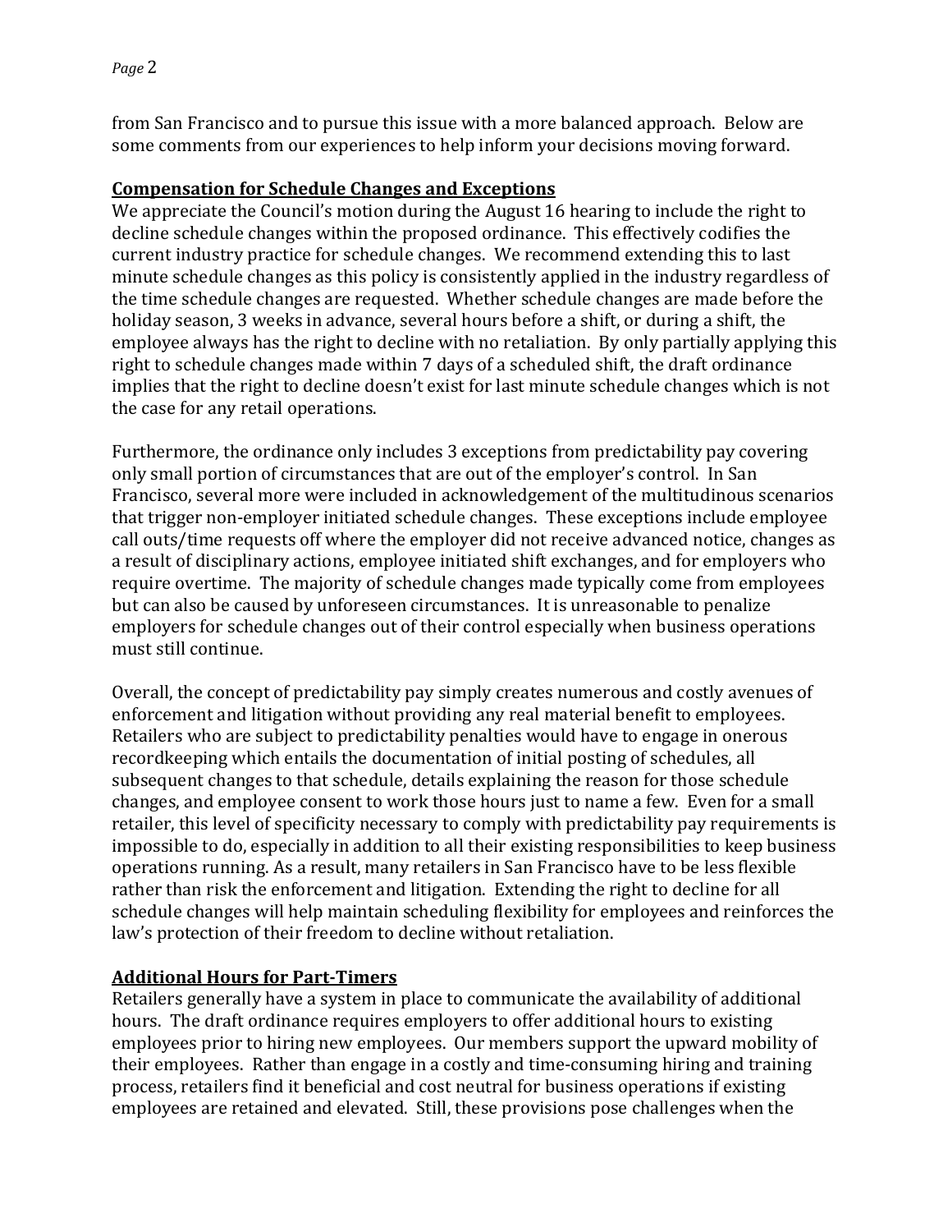from San Francisco and to pursue this issue with a more balanced approach. Below are some comments from our experiences to help inform your decisions moving forward.

**Compensation for Schedule Changes and Exceptions**

We appreciate the Council's motion during the August 16 hearing to include the right to decline schedule changes within the proposed ordinance. This effectively codifies the current industry practice for schedule changes. We recommend extending this to last minute schedule changes as this policy is consistently applied in the industry regardless of the time schedule changes are requested. Whether schedule changes are made before the holiday season, 3 weeks in advance, several hours before a shift, or during a shift, the employee always has the right to decline with no retaliation. By only partially applying this right to schedule changes made within 7 days of a scheduled shift, the draft ordinance implies that the right to decline doesn't exist for last minute schedule changes which is not the case for any retail operations.

Furthermore, the ordinance only includes 3 exceptions from predictability pay covering only small portion of circumstances that are out of the employer's control. In San Francisco, several more were included in acknowledgement of the multitudinous scenarios that trigger non-employer initiated schedule changes. These exceptions include employee call outs/time requests off where the employer did not receive advanced notice, changes as a result of disciplinary actions, employee initiated shift exchanges, and for employers who require overtime. The majority of schedule changes made typically come from employees but can also be caused by unforeseen circumstances. It is unreasonable to penalize employers for schedule changes out of their control especially when business operations must still continue.

Overall, the concept of predictability pay simply creates numerous and costly avenues of enforcement and litigation without providing any real material benefit to employees. Retailers who are subject to predictability penalties would have to engage in onerous recordkeeping which entails the documentation of initial posting of schedules, all subsequent changes to that schedule, details explaining the reason for those schedule changes, and employee consent to work those hours just to name a few. Even for a small retailer, this level of specificity necessary to comply with predictability pay requirements is impossible to do, especially in addition to all their existing responsibilities to keep business operations running. As a result, many retailers in San Francisco have to be less flexible rather than risk the enforcement and litigation. Extending the right to decline for all schedule changes will help maintain scheduling flexibility for employees and reinforces the law's protection of their freedom to decline without retaliation.

**Additional Hours for Part-Timers**

Retailers generally have a system in place to communicate the availability of additional hours. The draft ordinance requires employers to offer additional hours to existing employees prior to hiring new employees. Our members support the upward mobility of their employees. Rather than engage in a costly and time-consuming hiring and training process, retailers find it beneficial and cost neutral for business operations if existing employees are retained and elevated. Still, these provisions pose challenges when the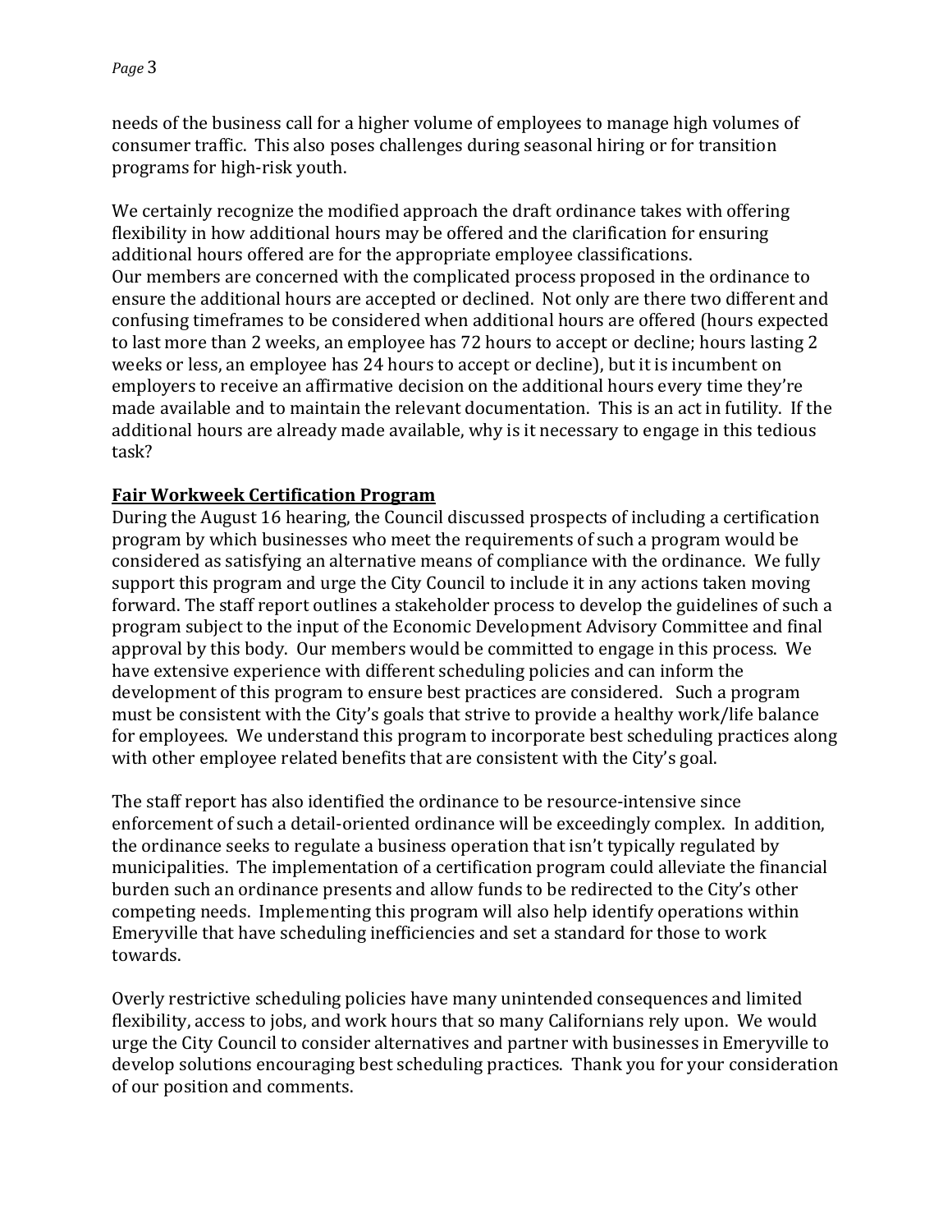needs of the business call for a higher volume of employees to manage high volumes of consumer traffic. This also poses challenges during seasonal hiring or for transition programs for high-risk youth.

We certainly recognize the modified approach the draft ordinance takes with offering flexibility in how additional hours may be offered and the clarification for ensuring additional hours offered are for the appropriate employee classifications.
Our members are concerned with the complicated process proposed in the ordinance to ensure the additional hours are accepted or declined. Not only are there two different and confusing timeframes to be considered when additional hours are offered (hours expected to last more than 2 weeks, an employee has 72 hours to accept or decline; hours lasting 2 weeks or less, an employee has 24 hours to accept or decline), but it is incumbent on employers to receive an affirmative decision on the additional hours every time they're made available and to maintain the relevant documentation. This is an act in futility. If the additional hours are already made available, why is it necessary to engage in this tedious task?

**Fair Workweek Certification Program**

During the August 16 hearing, the Council discussed prospects of including a certification program by which businesses who meet the requirements of such a program would be considered as satisfying an alternative means of compliance with the ordinance. We fully support this program and urge the City Council to include it in any actions taken moving forward. The staff report outlines a stakeholder process to develop the guidelines of such a program subject to the input of the Economic Development Advisory Committee and final approval by this body. Our members would be committed to engage in this process. We have extensive experience with different scheduling policies and can inform the development of this program to ensure best practices are considered. Such a program must be consistent with the City's goals that strive to provide a healthy work/life balance for employees. We understand this program to incorporate best scheduling practices along with other employee related benefits that are consistent with the City's goal.

The staff report has also identified the ordinance to be resource-intensive since enforcement of such a detail-oriented ordinance will be exceedingly complex. In addition, the ordinance seeks to regulate a business operation that isn't typically regulated by municipalities. The implementation of a certification program could alleviate the financial burden such an ordinance presents and allow funds to be redirected to the City's other competing needs. Implementing this program will also help identify operations within Emeryville that have scheduling inefficiencies and set a standard for those to work towards.

Overly restrictive scheduling policies have many unintended consequences and limited flexibility, access to jobs, and work hours that so many Californians rely upon. We would urge the City Council to consider alternatives and partner with businesses in Emeryville to develop solutions encouraging best scheduling practices. Thank you for your consideration of our position and comments.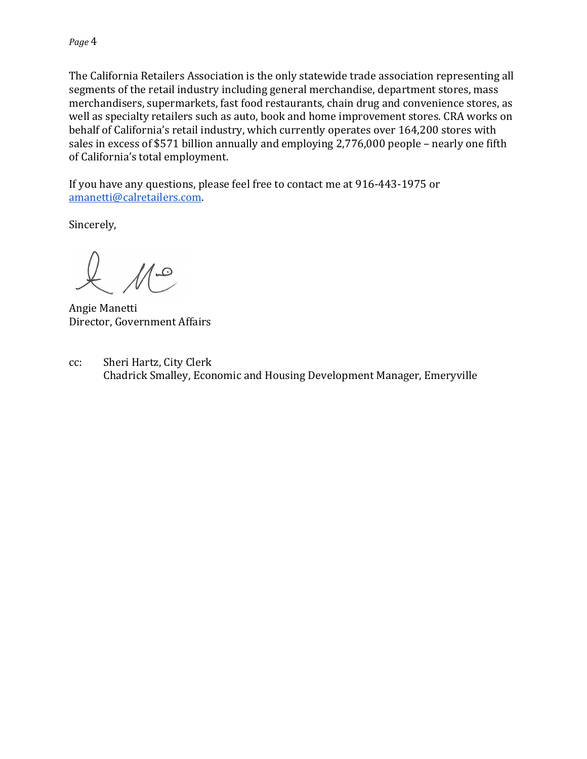The California Retailers Association is the only statewide trade association representing all segments of the retail industry including general merchandise, department stores, mass merchandisers, supermarkets, fast food restaurants, chain drug and convenience stores, as well as specialty retailers such as auto, book and home improvement stores. CRA works on behalf of California's retail industry, which currently operates over 164,200 stores with sales in excess of $571 billion annually and employing 2,776,000 people – nearly one fifth of California's total employment.

If you have any questions, please feel free to contact me at 916-443-1975 or amanetti@calretailers.com.

Sincerely,

Angie Manetti
Director, Government Affairs

cc: Sheri Hartz, City Clerk
Chadrick Smalley, Economic and Housing Development Manager, Emeryville